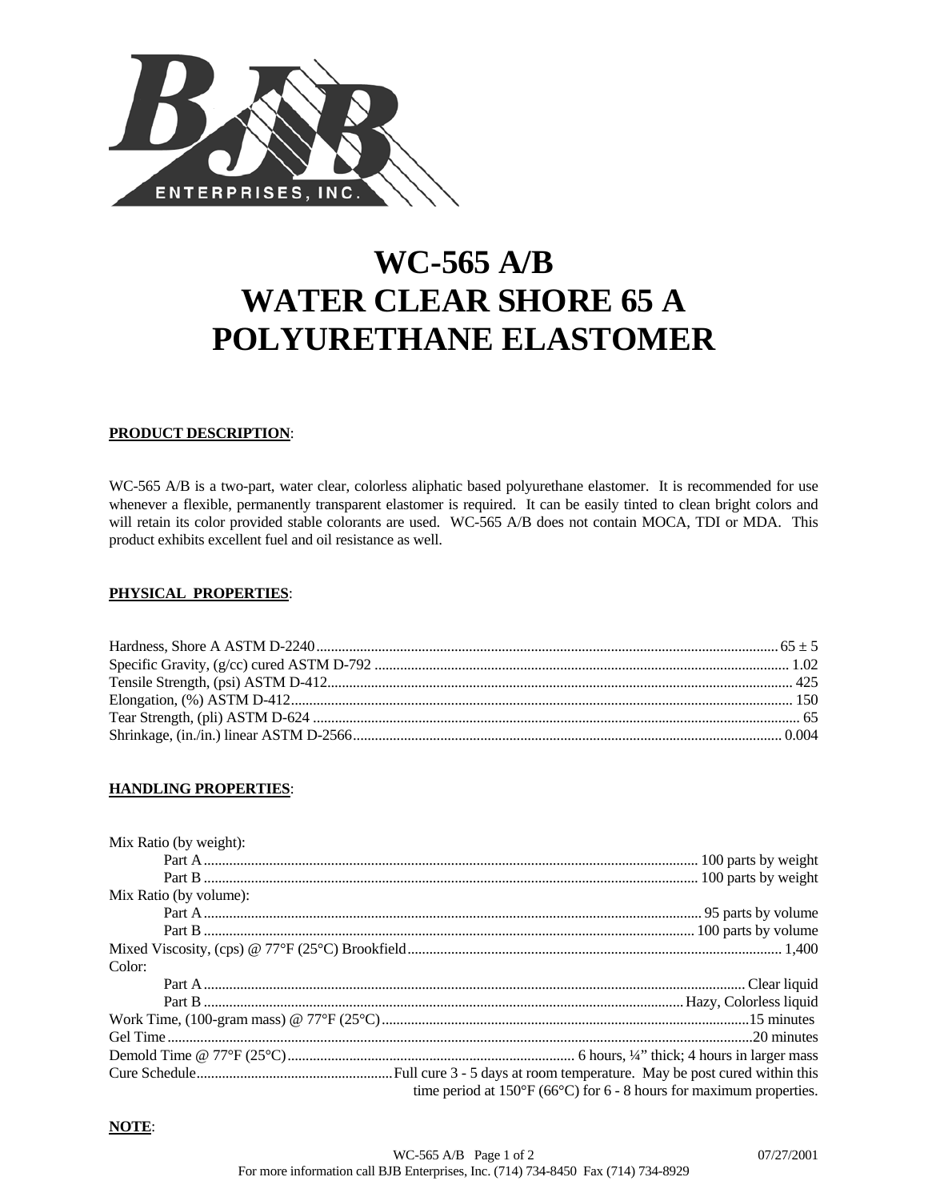BJB ENTERPRISES, INC.

# WC-565 A/B
# WATER CLEAR SHORE 65 A
# POLYURETHANE ELASTOMER

**PRODUCT DESCRIPTION**:

WC-565 A/B is a two-part, water clear, colorless aliphatic based polyurethane elastomer. It is recommended for use whenever a flexible, permanently transparent elastomer is required. It can be easily tinted to clean bright colors and will retain its color provided stable colorants are used. WC-565 A/B does not contain MOCA, TDI or MDA. This product exhibits excellent fuel and oil resistance as well.

**PHYSICAL PROPERTIES**:

| Property | Value |
|---|---|
| Hardness, Shore A ASTM D-2240 | 65 ± 5 |
| Specific Gravity, (g/cc) cured ASTM D-792 | 1.02 |
| Tensile Strength, (psi) ASTM D-412 | 425 |
| Elongation, (%) ASTM D-412 | 150 |
| Tear Strength, (pli) ASTM D-624 | 65 |
| Shrinkage, (in./in.) linear ASTM D-2566 | 0.004 |

**HANDLING PROPERTIES**:

| Property | Value |
|---|---|
| Mix Ratio (by weight): | |
| Part A | 100 parts by weight |
| Part B | 100 parts by weight |
| Mix Ratio (by volume): | |
| Part A | 95 parts by volume |
| Part B | 100 parts by volume |
| Mixed Viscosity, (cps) @ 77°F (25°C) Brookfield | 1,400 |
| Color: | |
| Part A | Clear liquid |
| Part B | Hazy, Colorless liquid |
| Work Time, (100-gram mass) @ 77°F (25°C) | 15 minutes |
| Gel Time | 20 minutes |
| Demold Time @ 77°F (25°C) | 6 hours, ¼" thick; 4 hours in larger mass |
| Cure Schedule | Full cure 3 - 5 days at room temperature. May be post cured within this time period at 150°F (66°C) for 6 - 8 hours for maximum properties. |

**NOTE**:

WC-565 A/B 07/27/2001

For more information call BJB Enterprises, Inc. (714) 734-8450 Fax (714) 734-8929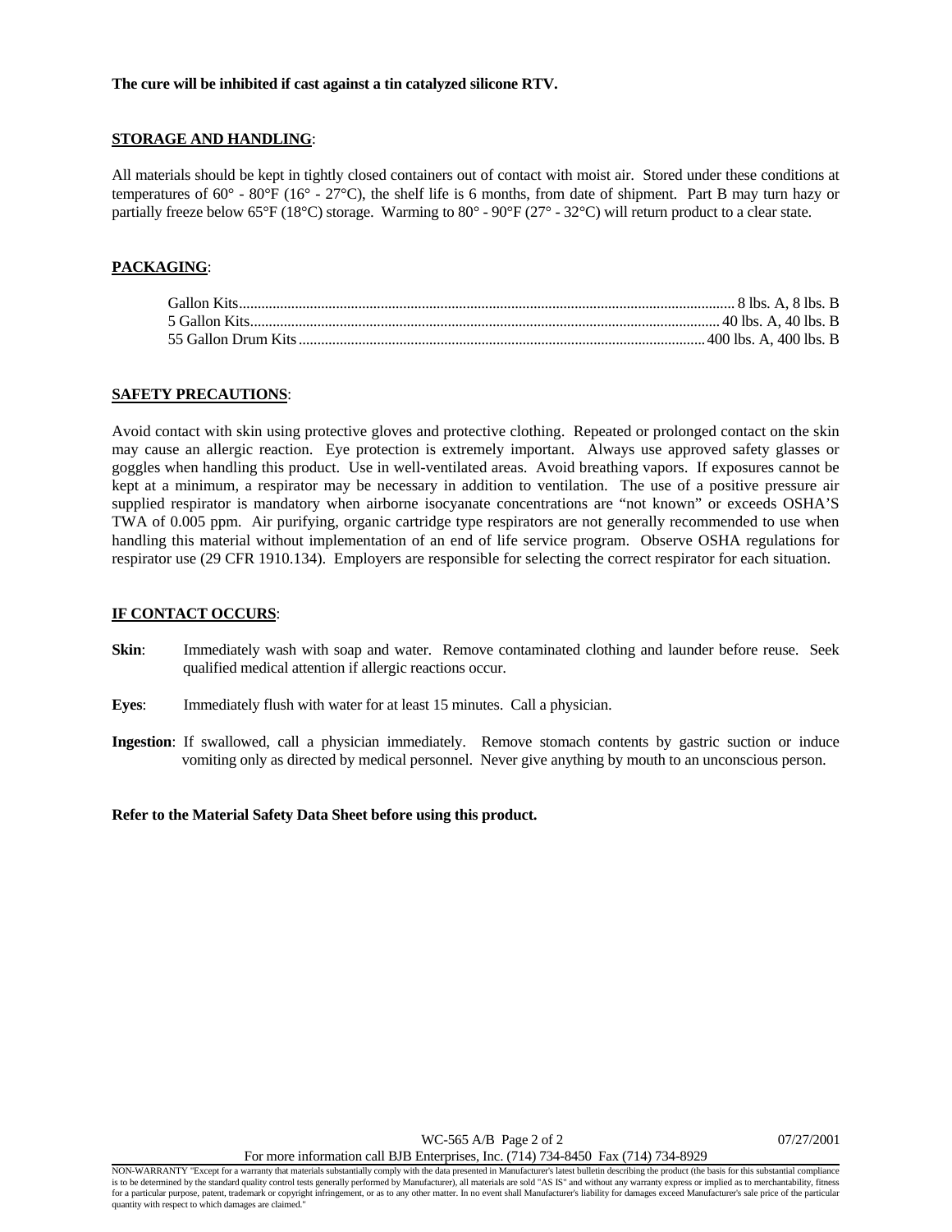**The cure will be inhibited if cast against a tin catalyzed silicone RTV.**

**STORAGE AND HANDLING**:

All materials should be kept in tightly closed containers out of contact with moist air. Stored under these conditions at temperatures of 60° - 80°F (16° - 27°C), the shelf life is 6 months, from date of shipment. Part B may turn hazy or partially freeze below 65°F (18°C) storage. Warming to 80° - 90°F (27° - 32°C) will return product to a clear state.

**PACKAGING**:

| | |
|---|---|
| Gallon Kits | 8 lbs. A, 8 lbs. B |
| 5 Gallon Kits | 40 lbs. A, 40 lbs. B |
| 55 Gallon Drum Kits | 400 lbs. A, 400 lbs. B |

**SAFETY PRECAUTIONS**:

Avoid contact with skin using protective gloves and protective clothing. Repeated or prolonged contact on the skin may cause an allergic reaction. Eye protection is extremely important. Always use approved safety glasses or goggles when handling this product. Use in well-ventilated areas. Avoid breathing vapors. If exposures cannot be kept at a minimum, a respirator may be necessary in addition to ventilation. The use of a positive pressure air supplied respirator is mandatory when airborne isocyanate concentrations are "not known" or exceeds OSHA'S TWA of 0.005 ppm. Air purifying, organic cartridge type respirators are not generally recommended to use when handling this material without implementation of an end of life service program. Observe OSHA regulations for respirator use (29 CFR 1910.134). Employers are responsible for selecting the correct respirator for each situation.

**IF CONTACT OCCURS**:

**Skin**: Immediately wash with soap and water. Remove contaminated clothing and launder before reuse. Seek qualified medical attention if allergic reactions occur.

**Eyes**: Immediately flush with water for at least 15 minutes. Call a physician.

**Ingestion**: If swallowed, call a physician immediately. Remove stomach contents by gastric suction or induce vomiting only as directed by medical personnel. Never give anything by mouth to an unconscious person.

**Refer to the Material Safety Data Sheet before using this product.**

For more information call BJB Enterprises, Inc. (714) 734-8450 Fax (714) 734-8929

NON-WARRANTY "Except for a warranty that materials substantially comply with the data presented in Manufacturer's latest bulletin describing the product (the basis for this substantial compliance is to be determined by the standard quality control tests generally performed by Manufacturer), all materials are sold "AS IS" and without any warranty express or implied as to merchantability, fitness for a particular purpose, patent, trademark or copyright infringement, or as to any other matter. In no event shall Manufacturer's liability for damages exceed Manufacturer's sale price of the particular quantity with respect to which damages are claimed."